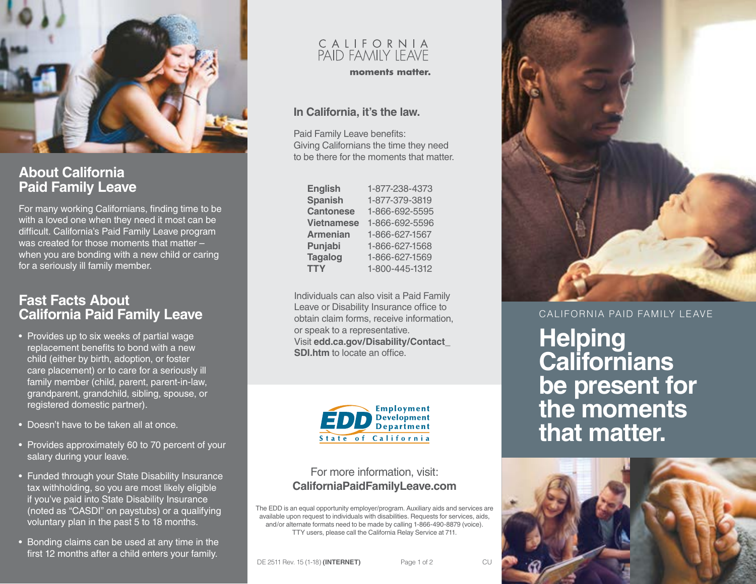## About California Paid Family Leave

For many working Californians, finding time to be with a loved one when they need it most can be difficult. California's Paid Family Leave program was created for those moments that matter – when you are bonding with a new child or caring for a seriously ill family member.

## Fast Facts About California Paid Family Leave

- Provides up to six weeks of partial wage replacement benefits to bond with a new child (either by birth, adoption, or foster care placement) or to care for a seriously ill family member (child, parent, parent-in-law, grandparent, grandchild, sibling, spouse, or registered domestic partner).
- Doesn't have to be taken all at once.
- Provides approximately 60 to 70 percent of your salary during your leave.
- Funded through your State Disability Insurance tax withholding, so you are most likely eligible if you've paid into State Disability Insurance (noted as "CASDI" on paystubs) or a qualifying voluntary plan in the past 5 to 18 months.
- Bonding claims can be used at any time in the first 12 months after a child enters your family.

CALIFORNIA PAID FAMILY LEAVE

**moments matter.**

### In California, it's the law.

Paid Family Leave benefits:
Giving Californians the time they need to be there for the moments that matter.

| | |
|---|---|
| **English** | 1-877-238-4373 |
| **Spanish** | 1-877-379-3819 |
| **Cantonese** | 1-866-692-5595 |
| **Vietnamese** | 1-866-692-5596 |
| **Armenian** | 1-866-627-1567 |
| **Punjabi** | 1-866-627-1568 |
| **Tagalog** | 1-866-627-1569 |
| **TTY** | 1-800-445-1312 |

Individuals can also visit a Paid Family Leave or Disability Insurance office to obtain claim forms, receive information, or speak to a representative. Visit **edd.ca.gov/Disability/Contact_SDI.htm** to locate an office.

EDD Employment Development Department
State of California

For more information, visit:
**CaliforniaPaidFamilyLeave.com**

The EDD is an equal opportunity employer/program. Auxiliary aids and services are available upon request to individuals with disabilities. Requests for services, aids, and/or alternate formats need to be made by calling 1-866-490-8879 (voice). TTY users, please call the California Relay Service at 711.

DE 2511 Rev. 15 (1-18) **(INTERNET)** CU

CALIFORNIA PAID FAMILY LEAVE

# Helping Californians be present for the moments that matter.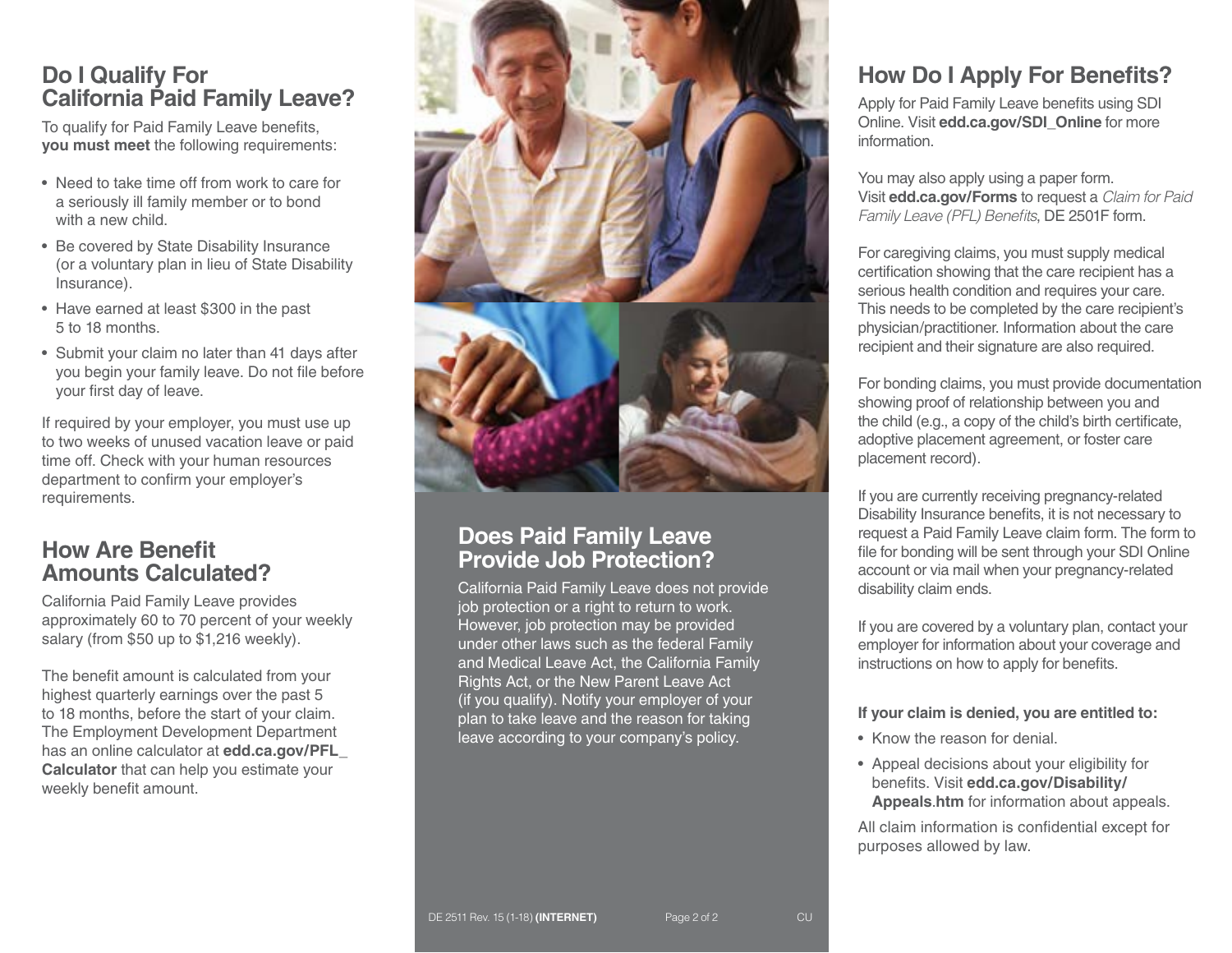## Do I Qualify For California Paid Family Leave?

To qualify for Paid Family Leave benefits, **you must meet** the following requirements:

- Need to take time off from work to care for a seriously ill family member or to bond with a new child.
- Be covered by State Disability Insurance (or a voluntary plan in lieu of State Disability Insurance).
- Have earned at least $300 in the past 5 to 18 months.
- Submit your claim no later than 41 days after you begin your family leave. Do not file before your first day of leave.

If required by your employer, you must use up to two weeks of unused vacation leave or paid time off. Check with your human resources department to confirm your employer's requirements.

## How Are Benefit Amounts Calculated?

California Paid Family Leave provides approximately 60 to 70 percent of your weekly salary (from $50 up to $1,216 weekly).

The benefit amount is calculated from your highest quarterly earnings over the past 5 to 18 months, before the start of your claim. The Employment Development Department has an online calculator at **edd.ca.gov/PFL_Calculator** that can help you estimate your weekly benefit amount.

## Does Paid Family Leave Provide Job Protection?

California Paid Family Leave does not provide job protection or a right to return to work. However, job protection may be provided under other laws such as the federal Family and Medical Leave Act, the California Family Rights Act, or the New Parent Leave Act (if you qualify). Notify your employer of your plan to take leave and the reason for taking leave according to your company's policy.

DE 2511 Rev. 15 (1-18) **(INTERNET)** CU

## How Do I Apply For Benefits?

Apply for Paid Family Leave benefits using SDI Online. Visit **edd.ca.gov/SDI_Online** for more information.

You may also apply using a paper form. Visit **edd.ca.gov/Forms** to request a *Claim for Paid Family Leave (PFL) Benefits*, DE 2501F form.

For caregiving claims, you must supply medical certification showing that the care recipient has a serious health condition and requires your care. This needs to be completed by the care recipient's physician/practitioner. Information about the care recipient and their signature are also required.

For bonding claims, you must provide documentation showing proof of relationship between you and the child (e.g., a copy of the child's birth certificate, adoptive placement agreement, or foster care placement record).

If you are currently receiving pregnancy-related Disability Insurance benefits, it is not necessary to request a Paid Family Leave claim form. The form to file for bonding will be sent through your SDI Online account or via mail when your pregnancy-related disability claim ends.

If you are covered by a voluntary plan, contact your employer for information about your coverage and instructions on how to apply for benefits.

**If your claim is denied, you are entitled to:**

- Know the reason for denial.
- Appeal decisions about your eligibility for benefits. Visit **edd.ca.gov/Disability/Appeals.htm** for information about appeals.

All claim information is confidential except for purposes allowed by law.